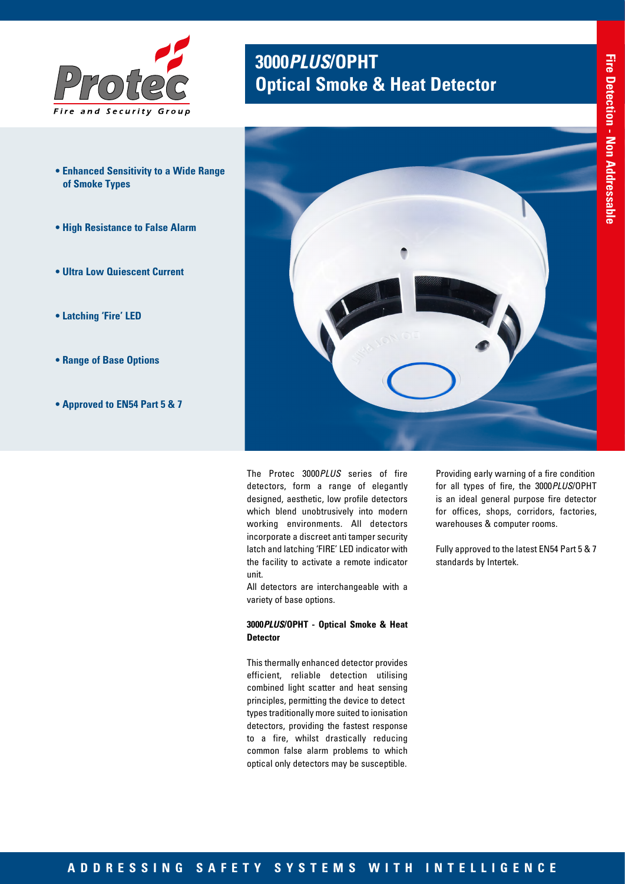# 3000*PLUS*/OPHT Optical Smoke & Heat Detector

Fire Detection - Non Addressable

- **Enhanced Sensitivity to a Wide Range of Smoke Types**
- **High Resistance to False Alarm**
- **Ultra Low Quiescent Current**
- **Latching 'Fire' LED**
- **Range of Base Options**
- **Approved to EN54 Part 5 & 7**

The Protec 3000*PLUS* series of fire detectors, form a range of elegantly designed, aesthetic, low profile detectors which blend unobtrusively into modern working environments. All detectors incorporate a discreet anti tamper security latch and latching 'FIRE' LED indicator with the facility to activate a remote indicator unit.

All detectors are interchangeable with a variety of base options.

### 3000*PLUS*/OPHT - Optical Smoke & Heat Detector

This thermally enhanced detector provides efficient, reliable detection utilising combined light scatter and heat sensing principles, permitting the device to detect types traditionally more suited to ionisation detectors, providing the fastest response to a fire, whilst drastically reducing common false alarm problems to which optical only detectors may be susceptible.

Providing early warning of a fire condition for all types of fire, the 3000*PLUS*/OPHT is an ideal general purpose fire detector for offices, shops, corridors, factories, warehouses & computer rooms.

Fully approved to the latest EN54 Part 5 & 7 standards by Intertek.

ADDRESSING SAFETY SYSTEMS WITH INTELLIGENCE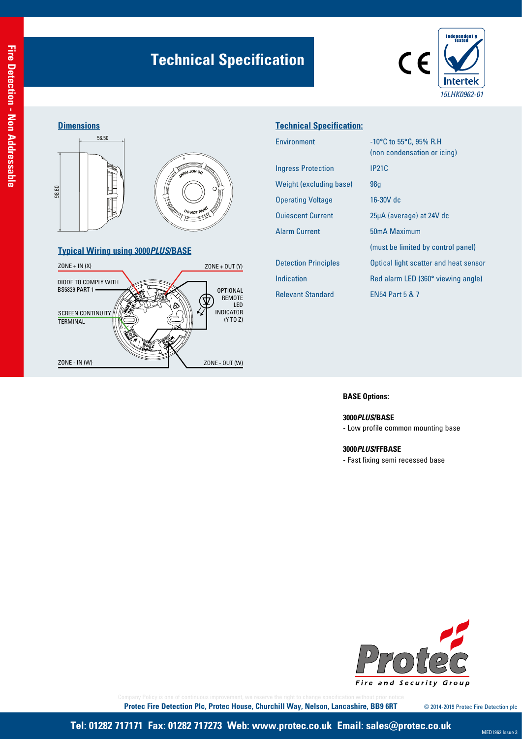# Technical Specification

15LHK0962-01

## Dimensions

56.50

98.60

DO NOT PAINT

DO NOT PAINT

## Typical Wiring using 3000*PLUS*/BASE

ZONE + IN (X)

ZONE + OUT (Y)

DIODE TO COMPLY WITH BS5839 PART 1

OPTIONAL REMOTE LED INDICATOR (Y TO Z)

SCREEN CONTINUITY TERMINAL

ZONE - IN (W)

ZONE - OUT (W)

## Technical Specification:

| | |
|---|---|
| Environment | -10°C to 55°C, 95% R.H (non condensation or icing) |
| Ingress Protection | IP21C |
| Weight (excluding base) | 98g |
| Operating Voltage | 16-30V dc |
| Quiescent Current | 25µA (average) at 24V dc |
| Alarm Current | 50mA Maximum (must be limited by control panel) |
| Detection Principles | Optical light scatter and heat sensor |
| Indication | Red alarm LED (360° viewing angle) |
| Relevant Standard | EN54 Part 5 & 7 |

**BASE Options:**

**3000*PLUS*/BASE**
- Low profile common mounting base

**3000*PLUS*/FFBASE**
- Fast fixing semi recessed base

Company Policy is one of continuous improvement, we reserve the right to change specification without prior notice

**Protec Fire Detection Plc, Protec House, Churchill Way, Nelson, Lancashire, BB9 6RT**

© 2014-2019 Protec Fire Detection plc

**Tel: 01282 717171 Fax: 01282 717273 Web: www.protec.co.uk Email: sales@protec.co.uk**

MED1962 Issue 3